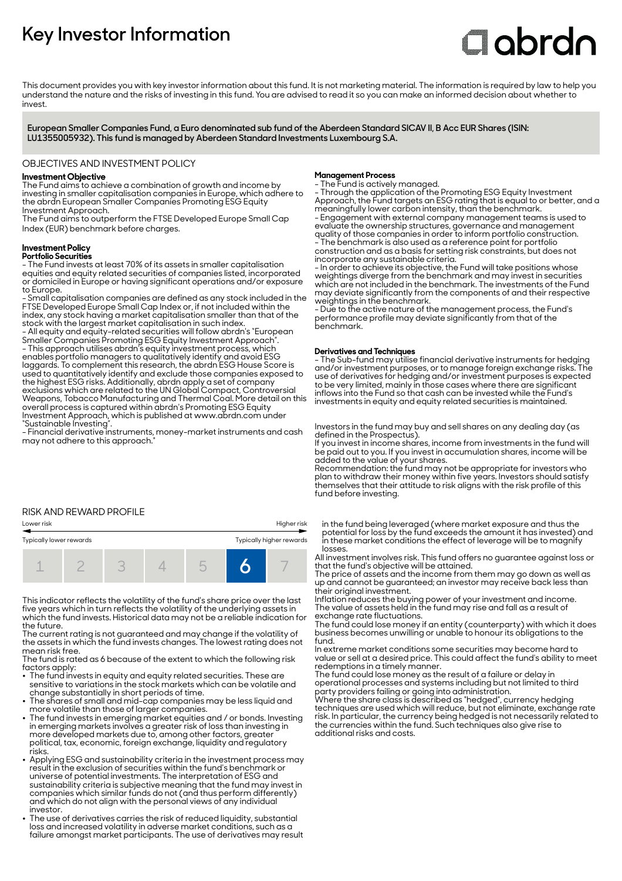# Key Investor Information

abrdn

This document provides you with key investor information about this fund. It is not marketing material. The information is required by law to help you understand the nature and the risks of investing in this fund. You are advised to read it so you can make an informed decision about whether to invest.

**European Smaller Companies Fund, a Euro denominated sub fund of the Aberdeen Standard SICAV II, B Acc EUR Shares (ISIN: LU1355005932). This fund is managed by Aberdeen Standard Investments Luxembourg S.A.**

## OBJECTIVES AND INVESTMENT POLICY

**Investment Objective**

The Fund aims to achieve a combination of growth and income by investing in smaller capitalisation companies in Europe, which adhere to the abrdn European Smaller Companies Promoting ESG Equity Investment Approach.

The Fund aims to outperform the FTSE Developed Europe Small Cap Index (EUR) benchmark before charges.

**Investment Policy**

**Portfolio Securities**

- The Fund invests at least 70% of its assets in smaller capitalisation equities and equity related securities of companies listed, incorporated or domiciled in Europe or having significant operations and/or exposure to Europe.
- Small capitalisation companies are defined as any stock included in the FTSE Developed Europe Small Cap Index or, if not included within the index, any stock having a market capitalisation smaller than that of the stock with the largest market capitalisation in such index.
- All equity and equity-related securities will follow abrdn's "European Smaller Companies Promoting ESG Equity Investment Approach".
- This approach utilises abrdn's equity investment process, which enables portfolio managers to qualitatively identify and avoid ESG laggards. To complement this research, the abrdn ESG House Score is used to quantitatively identify and exclude those companies exposed to the highest ESG risks. Additionally, abrdn apply a set of company exclusions which are related to the UN Global Compact, Controversial Weapons, Tobacco Manufacturing and Thermal Coal. More detail on this overall process is captured within abrdn's Promoting ESG Equity Investment Approach, which is published at www.abrdn.com under "Sustainable Investing".
- Financial derivative instruments, money-market instruments and cash may not adhere to this approach."

**Management Process**

- The Fund is actively managed.
- Through the application of the Promoting ESG Equity Investment Approach, the Fund targets an ESG rating that is equal to or better, and a meaningfully lower carbon intensity, than the benchmark.
- Engagement with external company management teams is used to evaluate the ownership structures, governance and management quality of those companies in order to inform portfolio construction.
- The benchmark is also used as a reference point for portfolio construction and as a basis for setting risk constraints, but does not incorporate any sustainable criteria.
- In order to achieve its objective, the Fund will take positions whose weightings diverge from the benchmark and may invest in securities which are not included in the benchmark. The investments of the Fund may deviate significantly from the components of and their respective weightings in the benchmark.
- Due to the active nature of the management process, the Fund's performance profile may deviate significantly from that of the benchmark.

**Derivatives and Techniques**

- The Sub-fund may utilise financial derivative instruments for hedging and/or investment purposes, or to manage foreign exchange risks. The use of derivatives for hedging and/or investment purposes is expected to be very limited, mainly in those cases where there are significant inflows into the Fund so that cash can be invested while the Fund's investments in equity and equity related securities is maintained.

Investors in the fund may buy and sell shares on any dealing day (as defined in the Prospectus).

If you invest in income shares, income from investments in the fund will be paid out to you. If you invest in accumulation shares, income will be added to the value of your shares.

Recommendation: the fund may not be appropriate for investors who plan to withdraw their money within five years. Investors should satisfy themselves that their attitude to risk aligns with the risk profile of this fund before investing.

## RISK AND REWARD PROFILE

Lower risk — Higher risk

Typically lower rewards — Typically higher rewards

| 1 | 2 | 3 | 4 | 5 | **6** | 7 |
|---|---|---|---|---|---|---|

This indicator reflects the volatility of the fund's share price over the last five years which in turn reflects the volatility of the underlying assets in which the fund invests. Historical data may not be a reliable indication for the future.

The current rating is not guaranteed and may change if the volatility of the assets in which the fund invests changes. The lowest rating does not mean risk free.

The fund is rated as 6 because of the extent to which the following risk factors apply:

- The fund invests in equity and equity related securities. These are sensitive to variations in the stock markets which can be volatile and change substantially in short periods of time.
- The shares of small and mid-cap companies may be less liquid and more volatile than those of larger companies.
- The fund invests in emerging market equities and / or bonds. Investing in emerging markets involves a greater risk of loss than investing in more developed markets due to, among other factors, greater political, tax, economic, foreign exchange, liquidity and regulatory risks.
- Applying ESG and sustainability criteria in the investment process may result in the exclusion of securities within the fund's benchmark or universe of potential investments. The interpretation of ESG and sustainability criteria is subjective meaning that the fund may invest in companies which similar funds do not (and thus perform differently) and which do not align with the personal views of any individual investor.
- The use of derivatives carries the risk of reduced liquidity, substantial loss and increased volatility in adverse market conditions, such as a failure amongst market participants. The use of derivatives may result in the fund being leveraged (where market exposure and thus the potential for loss by the fund exceeds the amount it has invested) and in these market conditions the effect of leverage will be to magnify losses.

All investment involves risk. This fund offers no guarantee against loss or that the fund's objective will be attained.

The price of assets and the income from them may go down as well as up and cannot be guaranteed; an investor may receive back less than their original investment.

Inflation reduces the buying power of your investment and income.

The value of assets held in the fund may rise and fall as a result of exchange rate fluctuations.

The fund could lose money if an entity (counterparty) with which it does business becomes unwilling or unable to honour its obligations to the fund.

In extreme market conditions some securities may become hard to value or sell at a desired price. This could affect the fund's ability to meet redemptions in a timely manner.

The fund could lose money as the result of a failure or delay in operational processes and systems including but not limited to third party providers failing or going into administration.

Where the share class is described as "hedged", currency hedging techniques are used which will reduce, but not eliminate, exchange rate risk. In particular, the currency being hedged is not necessarily related to the currencies within the fund. Such techniques also give rise to additional risks and costs.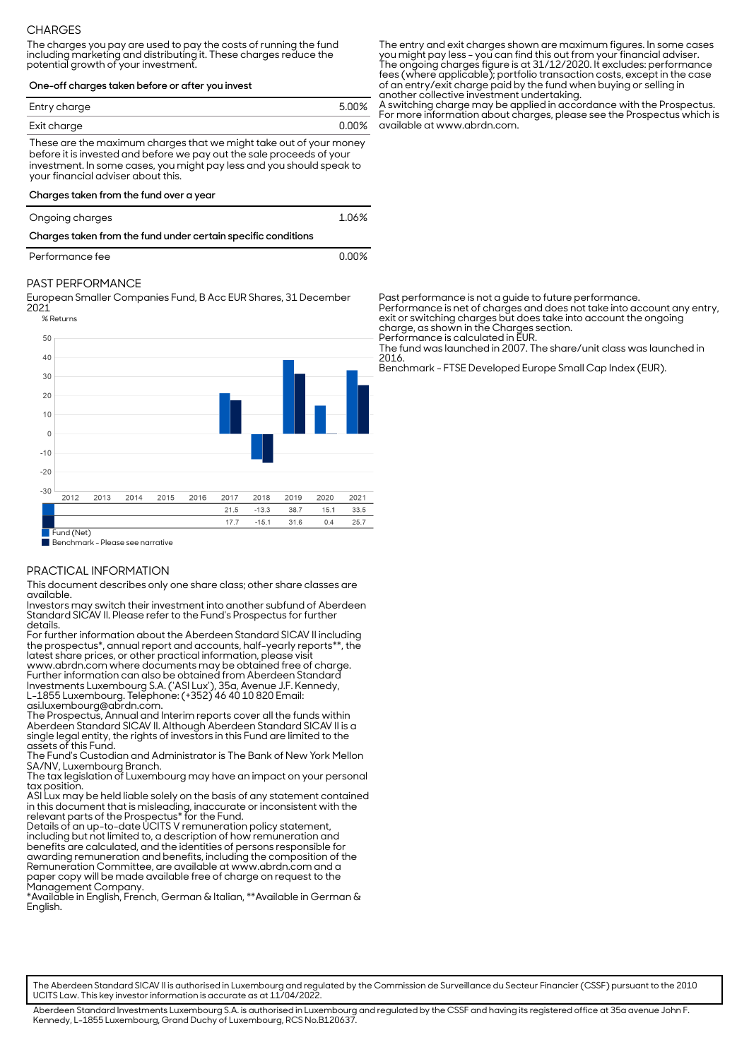## CHARGES

The charges you pay are used to pay the costs of running the fund including marketing and distributing it. These charges reduce the potential growth of your investment.

| One-off charges taken before or after you invest | |
|---|---|
| Entry charge | 5.00% |
| Exit charge | 0.00% |

These are the maximum charges that we might take out of your money before it is invested and before we pay out the sale proceeds of your investment. In some cases, you might pay less and you should speak to your financial adviser about this.

| Charges taken from the fund over a year | |
|---|---|
| Ongoing charges | 1.06% |
| **Charges taken from the fund under certain specific conditions** | |
| Performance fee | 0.00% |

The entry and exit charges shown are maximum figures. In some cases you might pay less - you can find this out from your financial adviser.
The ongoing charges figure is at 31/12/2020. It excludes: performance fees (where applicable); portfolio transaction costs, except in the case of an entry/exit charge paid by the fund when buying or selling in another collective investment undertaking.
A switching charge may be applied in accordance with the Prospectus.
For more information about charges, please see the Prospectus which is available at www.abrdn.com.

## PAST PERFORMANCE

European Smaller Companies Fund, B Acc EUR Shares, 31 December 2021

% Returns

50
40
30
20
10
0
-10
-20
-30

2012 2013 2014 2015 2016 2017 2018 2019 2020 2021

Fund (Net): 21.5 -13.3 38.7 15.1 33.5

Benchmark - Please see narrative: 17.7 -15.1 31.6 0.4 25.7

Past performance is not a guide to future performance.
Performance is net of charges and does not take into account any entry, exit or switching charges but does take into account the ongoing charge, as shown in the Charges section.
Performance is calculated in EUR.
The fund was launched in 2007. The share/unit class was launched in 2016.
Benchmark - FTSE Developed Europe Small Cap Index (EUR).

## PRACTICAL INFORMATION

This document describes only one share class; other share classes are available.
Investors may switch their investment into another subfund of Aberdeen Standard SICAV II. Please refer to the Fund's Prospectus for further details.
For further information about the Aberdeen Standard SICAV II including the prospectus*, annual report and accounts, half-yearly reports**, the latest share prices, or other practical information, please visit www.abrdn.com where documents may be obtained free of charge. Further information can also be obtained from Aberdeen Standard Investments Luxembourg S.A. ('ASI Lux'), 35a, Avenue J.F. Kennedy, L-1855 Luxembourg. Telephone: (+352) 46 40 10 820 Email: asi.luxembourg@abrdn.com.
The Prospectus, Annual and Interim reports cover all the funds within Aberdeen Standard SICAV II. Although Aberdeen Standard SICAV II is a single legal entity, the rights of investors in this Fund are limited to the assets of this Fund.
The Fund's Custodian and Administrator is The Bank of New York Mellon SA/NV, Luxembourg Branch.
The tax legislation of Luxembourg may have an impact on your personal tax position.
ASI Lux may be held liable solely on the basis of any statement contained in this document that is misleading, inaccurate or inconsistent with the relevant parts of the Prospectus* for the Fund.
Details of an up-to-date UCITS V remuneration policy statement, including but not limited to, a description of how remuneration and benefits are calculated, and the identities of persons responsible for awarding remuneration and benefits, including the composition of the Remuneration Committee, are available at www.abrdn.com and a paper copy will be made available free of charge on request to the Management Company.
*Available in English, French, German & Italian, **Available in German & English.

The Aberdeen Standard SICAV II is authorised in Luxembourg and regulated by the Commission de Surveillance du Secteur Financier (CSSF) pursuant to the 2010 UCITS Law. This key investor information is accurate as at 11/04/2022.

Aberdeen Standard Investments Luxembourg S.A. is authorised in Luxembourg and regulated by the CSSF and having its registered office at 35a avenue John F. Kennedy, L-1855 Luxembourg, Grand Duchy of Luxembourg, RCS No.B120637.